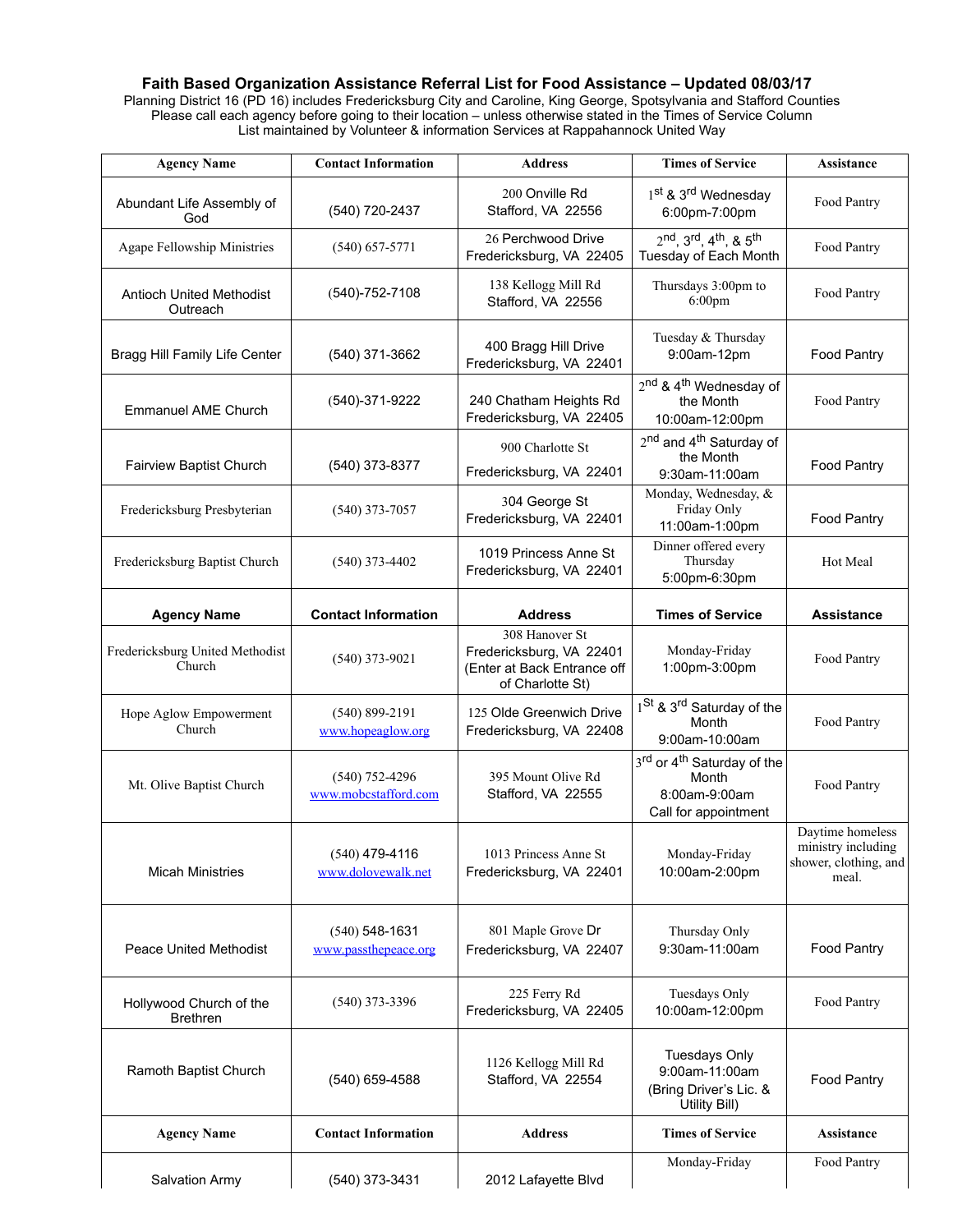**Faith Based Organization Assistance Referral List for Food Assistance – Updated 08/03/17**

Planning District 16 (PD 16) includes Fredericksburg City and Caroline, King George, Spotsylvania and Stafford Counties
Please call each agency before going to their location – unless otherwise stated in the Times of Service Column
List maintained by Volunteer & information Services at Rappahannock United Way

| Agency Name | Contact Information | Address | Times of Service | Assistance |
|---|---|---|---|---|
| Abundant Life Assembly of God | (540) 720-2437 | 200 Onville Rd Stafford, VA 22556 | 1st & 3rd Wednesday 6:00pm-7:00pm | Food Pantry |
| Agape Fellowship Ministries | (540) 657-5771 | 26 Perchwood Drive Fredericksburg, VA 22405 | 2nd, 3rd, 4th, & 5th Tuesday of Each Month | Food Pantry |
| Antioch United Methodist Outreach | (540)-752-7108 | 138 Kellogg Mill Rd Stafford, VA 22556 | Thursdays 3:00pm to 6:00pm | Food Pantry |
| Bragg Hill Family Life Center | (540) 371-3662 | 400 Bragg Hill Drive Fredericksburg, VA 22401 | Tuesday & Thursday 9:00am-12pm | Food Pantry |
| Emmanuel AME Church | (540)-371-9222 | 240 Chatham Heights Rd Fredericksburg, VA 22405 | 2nd & 4th Wednesday of the Month 10:00am-12:00pm | Food Pantry |
| Fairview Baptist Church | (540) 373-8377 | 900 Charlotte St Fredericksburg, VA 22401 | 2nd and 4th Saturday of the Month 9:30am-11:00am | Food Pantry |
| Fredericksburg Presbyterian | (540) 373-7057 | 304 George St Fredericksburg, VA 22401 | Monday, Wednesday, & Friday Only 11:00am-1:00pm | Food Pantry |
| Fredericksburg Baptist Church | (540) 373-4402 | 1019 Princess Anne St Fredericksburg, VA 22401 | Dinner offered every Thursday 5:00pm-6:30pm | Hot Meal |
| Fredericksburg United Methodist Church | (540) 373-9021 | 308 Hanover St Fredericksburg, VA 22401 (Enter at Back Entrance off of Charlotte St) | Monday-Friday 1:00pm-3:00pm | Food Pantry |
| Hope Aglow Empowerment Church | (540) 899-2191 www.hopeaglow.org | 125 Olde Greenwich Drive Fredericksburg, VA 22408 | 1St & 3rd Saturday of the Month 9:00am-10:00am | Food Pantry |
| Mt. Olive Baptist Church | (540) 752-4296 www.mobcstafford.com | 395 Mount Olive Rd Stafford, VA 22555 | 3rd or 4th Saturday of the Month 8:00am-9:00am Call for appointment | Food Pantry |
| Micah Ministries | (540) 479-4116 www.dolovewalk.net | 1013 Princess Anne St Fredericksburg, VA 22401 | Monday-Friday 10:00am-2:00pm | Daytime homeless ministry including shower, clothing, and meal. |
| Peace United Methodist | (540) 548-1631 www.passthepeace.org | 801 Maple Grove Dr Fredericksburg, VA 22407 | Thursday Only 9:30am-11:00am | Food Pantry |
| Hollywood Church of the Brethren | (540) 373-3396 | 225 Ferry Rd Fredericksburg, VA 22405 | Tuesdays Only 10:00am-12:00pm | Food Pantry |
| Ramoth Baptist Church | (540) 659-4588 | 1126 Kellogg Mill Rd Stafford, VA 22554 | Tuesdays Only 9:00am-11:00am (Bring Driver's Lic. & Utility Bill) | Food Pantry |
| Salvation Army | (540) 373-3431 | 2012 Lafayette Blvd | Monday-Friday | Food Pantry |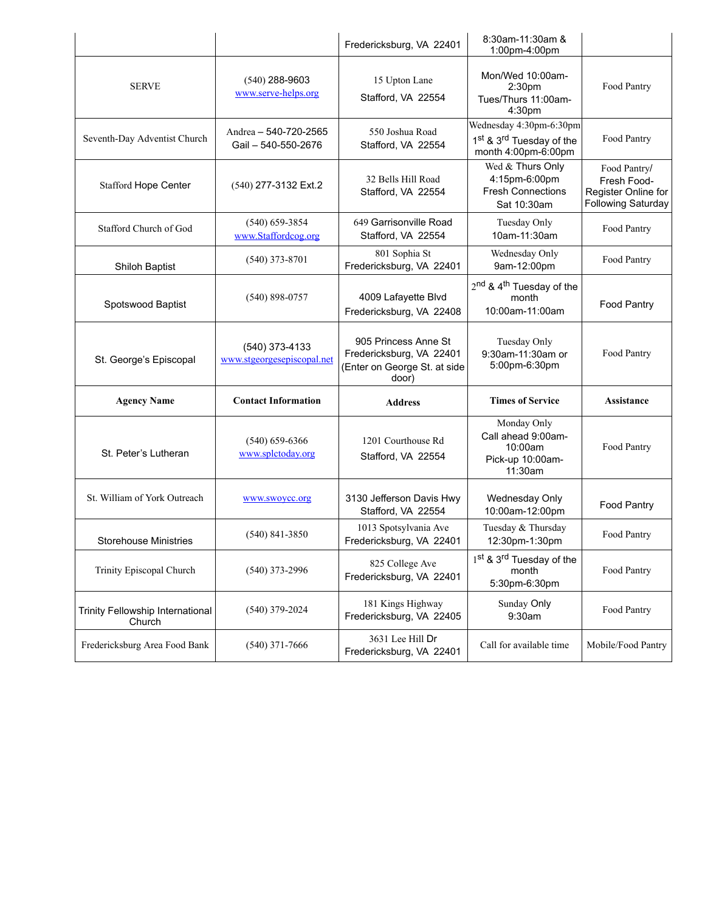| | | | | |
|---|---|---|---|---|
| | | Fredericksburg, VA 22401 | 8:30am-11:30am & 1:00pm-4:00pm | |
| SERVE | (540) 288-9603 www.serve-helps.org | 15 Upton Lane Stafford, VA 22554 | Mon/Wed 10:00am-2:30pm Tues/Thurs 11:00am-4:30pm | Food Pantry |
| Seventh-Day Adventist Church | Andrea – 540-720-2565 Gail – 540-550-2676 | 550 Joshua Road Stafford, VA 22554 | Wednesday 4:30pm-6:30pm 1st & 3rd Tuesday of the month 4:00pm-6:00pm | Food Pantry |
| Stafford Hope Center | (540) 277-3132 Ext.2 | 32 Bells Hill Road Stafford, VA 22554 | Wed & Thurs Only 4:15pm-6:00pm Fresh Connections Sat 10:30am | Food Pantry/ Fresh Food- Register Online for Following Saturday |
| Stafford Church of God | (540) 659-3854 www.Staffordcog.org | 649 Garrisonville Road Stafford, VA 22554 | Tuesday Only 10am-11:30am | Food Pantry |
| Shiloh Baptist | (540) 373-8701 | 801 Sophia St Fredericksburg, VA 22401 | Wednesday Only 9am-12:00pm | Food Pantry |
| Spotswood Baptist | (540) 898-0757 | 4009 Lafayette Blvd Fredericksburg, VA 22408 | 2nd & 4th Tuesday of the month 10:00am-11:00am | Food Pantry |
| St. George's Episcopal | (540) 373-4133 www.stgeorgesepiscopal.net | 905 Princess Anne St Fredericksburg, VA 22401 (Enter on George St. at side door) | Tuesday Only 9:30am-11:30am or 5:00pm-6:30pm | Food Pantry |
| **Agency Name** | **Contact Information** | **Address** | **Times of Service** | **Assistance** |
| St. Peter's Lutheran | (540) 659-6366 www.splctoday.org | 1201 Courthouse Rd Stafford, VA 22554 | Monday Only Call ahead 9:00am-10:00am Pick-up 10:00am-11:30am | Food Pantry |
| St. William of York Outreach | www.swoycc.org | 3130 Jefferson Davis Hwy Stafford, VA 22554 | Wednesday Only 10:00am-12:00pm | Food Pantry |
| Storehouse Ministries | (540) 841-3850 | 1013 Spotsylvania Ave Fredericksburg, VA 22401 | Tuesday & Thursday 12:30pm-1:30pm | Food Pantry |
| Trinity Episcopal Church | (540) 373-2996 | 825 College Ave Fredericksburg, VA 22401 | 1st & 3rd Tuesday of the month 5:30pm-6:30pm | Food Pantry |
| Trinity Fellowship International Church | (540) 379-2024 | 181 Kings Highway Fredericksburg, VA 22405 | Sunday Only 9:30am | Food Pantry |
| Fredericksburg Area Food Bank | (540) 371-7666 | 3631 Lee Hill Dr Fredericksburg, VA 22401 | Call for available time | Mobile/Food Pantry |